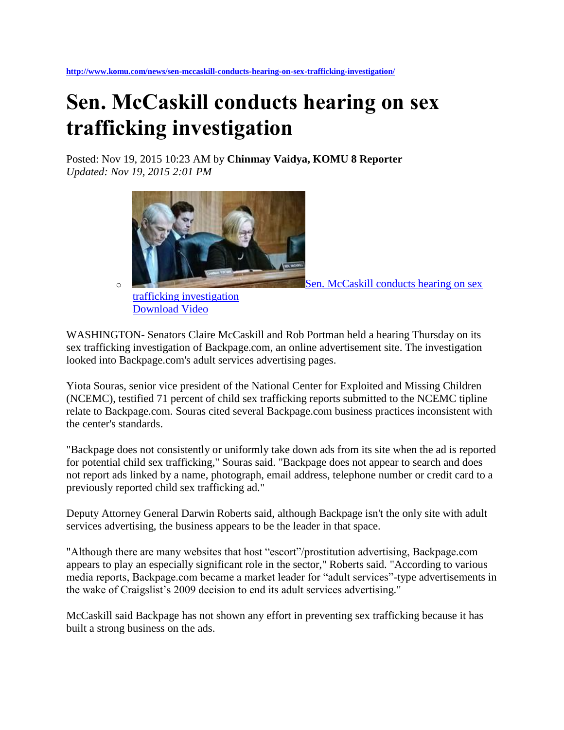http://www.komu.com/news/sen-mccaskill-conducts-hearing-on-sex-trafficking-investigation/

# Sen. McCaskill conducts hearing on sex trafficking investigation

Posted: Nov 19, 2015 10:23 AM by **Chinmay Vaidya, KOMU 8 Reporter**
*Updated: Nov 19, 2015 2:01 PM*

- Sen. McCaskill conducts hearing on sex trafficking investigation
  Download Video

WASHINGTON- Senators Claire McCaskill and Rob Portman held a hearing Thursday on its sex trafficking investigation of Backpage.com, an online advertisement site. The investigation looked into Backpage.com's adult services advertising pages.

Yiota Souras, senior vice president of the National Center for Exploited and Missing Children (NCEMC), testified 71 percent of child sex trafficking reports submitted to the NCEMC tipline relate to Backpage.com. Souras cited several Backpage.com business practices inconsistent with the center's standards.

"Backpage does not consistently or uniformly take down ads from its site when the ad is reported for potential child sex trafficking," Souras said. "Backpage does not appear to search and does not report ads linked by a name, photograph, email address, telephone number or credit card to a previously reported child sex trafficking ad."

Deputy Attorney General Darwin Roberts said, although Backpage isn't the only site with adult services advertising, the business appears to be the leader in that space.

"Although there are many websites that host "escort"/prostitution advertising, Backpage.com appears to play an especially significant role in the sector," Roberts said. "According to various media reports, Backpage.com became a market leader for "adult services"-type advertisements in the wake of Craigslist's 2009 decision to end its adult services advertising."

McCaskill said Backpage has not shown any effort in preventing sex trafficking because it has built a strong business on the ads.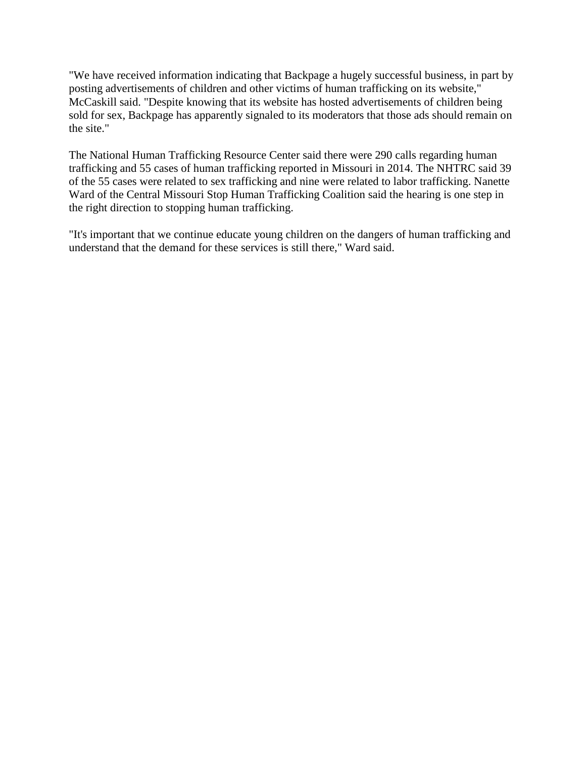"We have received information indicating that Backpage a hugely successful business, in part by posting advertisements of children and other victims of human trafficking on its website," McCaskill said. "Despite knowing that its website has hosted advertisements of children being sold for sex, Backpage has apparently signaled to its moderators that those ads should remain on the site."

The National Human Trafficking Resource Center said there were 290 calls regarding human trafficking and 55 cases of human trafficking reported in Missouri in 2014. The NHTRC said 39 of the 55 cases were related to sex trafficking and nine were related to labor trafficking. Nanette Ward of the Central Missouri Stop Human Trafficking Coalition said the hearing is one step in the right direction to stopping human trafficking.

"It's important that we continue educate young children on the dangers of human trafficking and understand that the demand for these services is still there," Ward said.